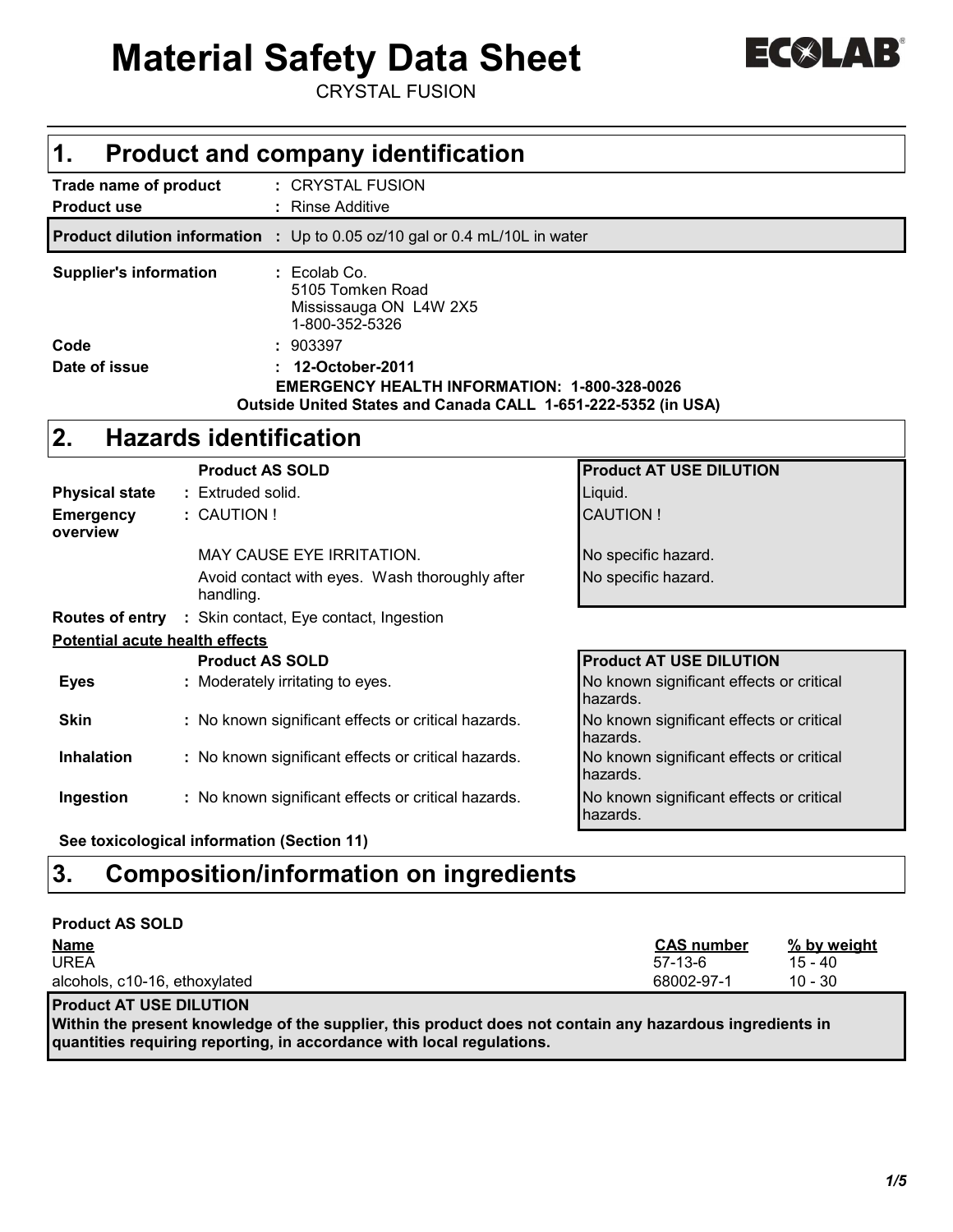# Material Safety Data Sheet

CRYSTAL FUSION

ECOLAB®

## 1. Product and company identification

| | |
|---|---|
| **Trade name of product** | : CRYSTAL FUSION |
| **Product use** | : Rinse Additive |
| **Product dilution information** | : Up to 0.05 oz/10 gal or 0.4 mL/10L in water |
| **Supplier's information** | : Ecolab Co.<br>5105 Tomken Road<br>Mississauga ON L4W 2X5<br>1-800-352-5326 |
| **Code** | : 903397 |
| **Date of issue** | : **12-October-2011** |

**EMERGENCY HEALTH INFORMATION: 1-800-328-0026**
**Outside United States and Canada CALL 1-651-222-5352 (in USA)**

## 2. Hazards identification

| | **Product AS SOLD** | **Product AT USE DILUTION** |
|---|---|---|
| **Physical state** | : Extruded solid. | Liquid. |
| **Emergency overview** | : CAUTION ! | CAUTION ! |
| | MAY CAUSE EYE IRRITATION. | No specific hazard. |
| | Avoid contact with eyes. Wash thoroughly after handling. | No specific hazard. |
| **Routes of entry** | : Skin contact, Eye contact, Ingestion | |

**Potential acute health effects**

| | **Product AS SOLD** | **Product AT USE DILUTION** |
|---|---|---|
| **Eyes** | : Moderately irritating to eyes. | No known significant effects or critical hazards. |
| **Skin** | : No known significant effects or critical hazards. | No known significant effects or critical hazards. |
| **Inhalation** | : No known significant effects or critical hazards. | No known significant effects or critical hazards. |
| **Ingestion** | : No known significant effects or critical hazards. | No known significant effects or critical hazards. |

**See toxicological information (Section 11)**

## 3. Composition/information on ingredients

**Product AS SOLD**

| Name | CAS number | % by weight |
|---|---|---|
| UREA | 57-13-6 | 15 - 40 |
| alcohols, c10-16, ethoxylated | 68002-97-1 | 10 - 30 |

**Product AT USE DILUTION**

**Within the present knowledge of the supplier, this product does not contain any hazardous ingredients in quantities requiring reporting, in accordance with local regulations.**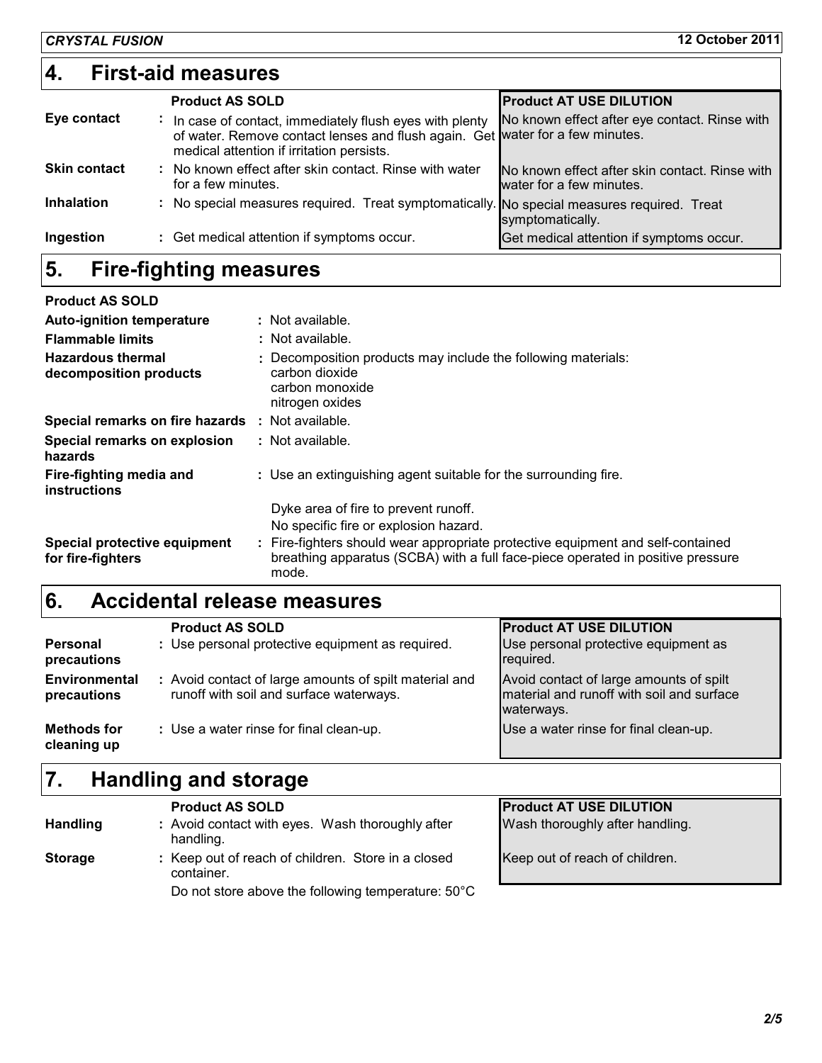## 4. First-aid measures

| | Product AS SOLD | Product AT USE DILUTION |
|---|---|---|
| **Eye contact** | In case of contact, immediately flush eyes with plenty of water. Remove contact lenses and flush again. Get medical attention if irritation persists. | No known effect after eye contact. Rinse with water for a few minutes. |
| **Skin contact** | No known effect after skin contact. Rinse with water for a few minutes. | No known effect after skin contact. Rinse with water for a few minutes. |
| **Inhalation** | No special measures required. Treat symptomatically. | No special measures required. Treat symptomatically. |
| **Ingestion** | Get medical attention if symptoms occur. | Get medical attention if symptoms occur. |

## 5. Fire-fighting measures

**Product AS SOLD**

| | |
|---|---|
| **Auto-ignition temperature** | Not available. |
| **Flammable limits** | Not available. |
| **Hazardous thermal decomposition products** | Decomposition products may include the following materials: carbon dioxide, carbon monoxide, nitrogen oxides |
| **Special remarks on fire hazards** | Not available. |
| **Special remarks on explosion hazards** | Not available. |
| **Fire-fighting media and instructions** | Use an extinguishing agent suitable for the surrounding fire. Dyke area of fire to prevent runoff. No specific fire or explosion hazard. |
| **Special protective equipment for fire-fighters** | Fire-fighters should wear appropriate protective equipment and self-contained breathing apparatus (SCBA) with a full face-piece operated in positive pressure mode. |

## 6. Accidental release measures

| | Product AS SOLD | Product AT USE DILUTION |
|---|---|---|
| **Personal precautions** | Use personal protective equipment as required. | Use personal protective equipment as required. |
| **Environmental precautions** | Avoid contact of large amounts of spilt material and runoff with soil and surface waterways. | Avoid contact of large amounts of spilt material and runoff with soil and surface waterways. |
| **Methods for cleaning up** | Use a water rinse for final clean-up. | Use a water rinse for final clean-up. |

## 7. Handling and storage

| | Product AS SOLD | Product AT USE DILUTION |
|---|---|---|
| **Handling** | Avoid contact with eyes. Wash thoroughly after handling. | Wash thoroughly after handling. |
| **Storage** | Keep out of reach of children. Store in a closed container. Do not store above the following temperature: 50°C | Keep out of reach of children. |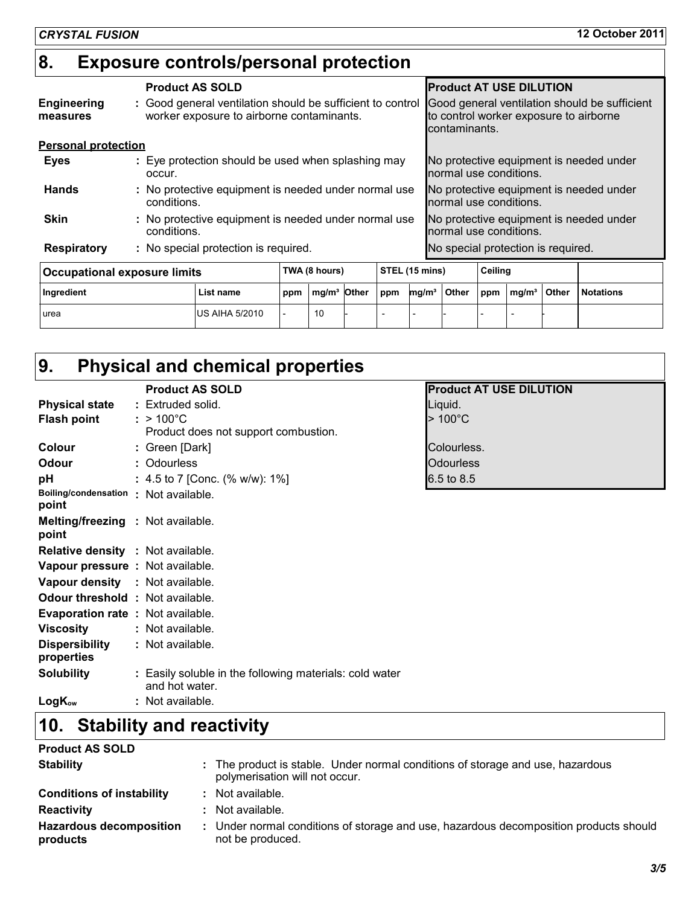## 8. Exposure controls/personal protection

| | Product AS SOLD | Product AT USE DILUTION |
|---|---|---|
| **Engineering measures** | : Good general ventilation should be sufficient to control worker exposure to airborne contaminants. | Good general ventilation should be sufficient to control worker exposure to airborne contaminants. |
| **Personal protection** | | |
| **Eyes** | : Eye protection should be used when splashing may occur. | No protective equipment is needed under normal use conditions. |
| **Hands** | : No protective equipment is needed under normal use conditions. | No protective equipment is needed under normal use conditions. |
| **Skin** | : No protective equipment is needed under normal use conditions. | No protective equipment is needed under normal use conditions. |
| **Respiratory** | : No special protection is required. | No special protection is required. |

| Occupational exposure limits | | TWA (8 hours) | | | STEL (15 mins) | | | Ceiling | | | |
|---|---|---|---|---|---|---|---|---|---|---|---|
| Ingredient | List name | ppm | mg/m³ | Other | ppm | mg/m³ | Other | ppm | mg/m³ | Other | Notations |
| urea | US AIHA 5/2010 | - | 10 | - | - | - | - | - | - | - | |

## 9. Physical and chemical properties

| | Product AS SOLD | Product AT USE DILUTION |
|---|---|---|
| **Physical state** | : Extruded solid. | Liquid. |
| **Flash point** | : > 100°C<br>Product does not support combustion. | > 100°C |
| **Colour** | : Green [Dark] | Colourless. |
| **Odour** | : Odourless | Odourless |
| **pH** | : 4.5 to 7 [Conc. (% w/w): 1%] | 6.5 to 8.5 |
| **Boiling/condensation point** | : Not available. | |
| **Melting/freezing point** | : Not available. | |
| **Relative density** | : Not available. | |
| **Vapour pressure** | : Not available. | |
| **Vapour density** | : Not available. | |
| **Odour threshold** | : Not available. | |
| **Evaporation rate** | : Not available. | |
| **Viscosity** | : Not available. | |
| **Dispersibility properties** | : Not available. | |
| **Solubility** | : Easily soluble in the following materials: cold water and hot water. | |
| **$LogK_{ow}$** | : Not available. | |

## 10. Stability and reactivity

**Product AS SOLD**

**Stability** : The product is stable. Under normal conditions of storage and use, hazardous polymerisation will not occur.

**Conditions of instability** : Not available.

**Reactivity** : Not available.

**Hazardous decomposition products** : Under normal conditions of storage and use, hazardous decomposition products should not be produced.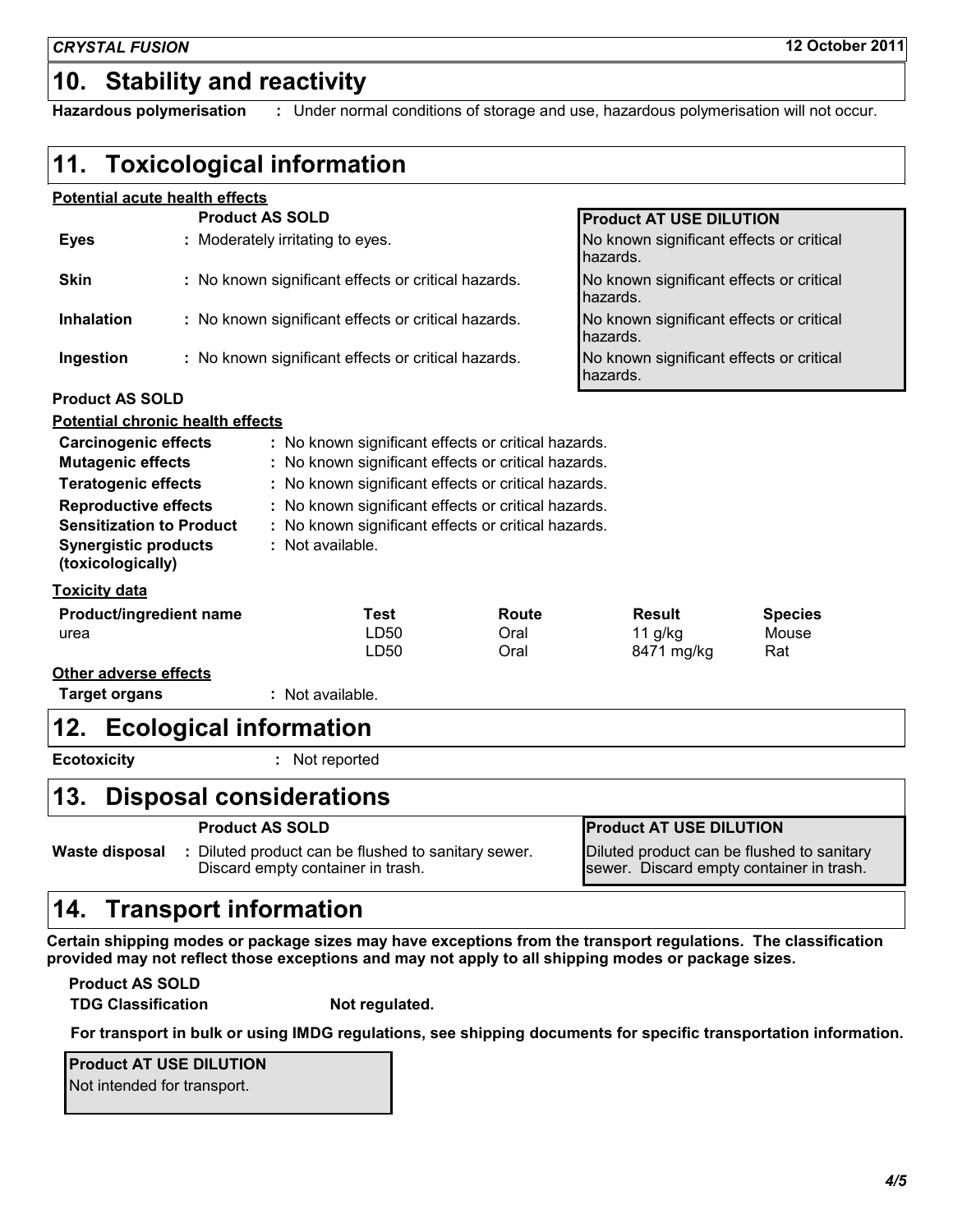## 10. Stability and reactivity

**Hazardous polymerisation** : Under normal conditions of storage and use, hazardous polymerisation will not occur.

## 11. Toxicological information

**Potential acute health effects**

| | Product AS SOLD | Product AT USE DILUTION |
|---|---|---|
| **Eyes** | Moderately irritating to eyes. | No known significant effects or critical hazards. |
| **Skin** | No known significant effects or critical hazards. | No known significant effects or critical hazards. |
| **Inhalation** | No known significant effects or critical hazards. | No known significant effects or critical hazards. |
| **Ingestion** | No known significant effects or critical hazards. | No known significant effects or critical hazards. |

**Product AS SOLD**

**Potential chronic health effects**

- **Carcinogenic effects** : No known significant effects or critical hazards.
- **Mutagenic effects** : No known significant effects or critical hazards.
- **Teratogenic effects** : No known significant effects or critical hazards.
- **Reproductive effects** : No known significant effects or critical hazards.
- **Sensitization to Product** : No known significant effects or critical hazards.
- **Synergistic products (toxicologically)** : Not available.

**Toxicity data**

| Product/ingredient name | Test | Route | Result | Species |
|---|---|---|---|---|
| urea | LD50 | Oral | 11 g/kg | Mouse |
| | LD50 | Oral | 8471 mg/kg | Rat |

**Other adverse effects**

**Target organs** : Not available.

## 12. Ecological information

**Ecotoxicity** : Not reported

## 13. Disposal considerations

| | Product AS SOLD | Product AT USE DILUTION |
|---|---|---|
| **Waste disposal** | Diluted product can be flushed to sanitary sewer. Discard empty container in trash. | Diluted product can be flushed to sanitary sewer. Discard empty container in trash. |

## 14. Transport information

**Certain shipping modes or package sizes may have exceptions from the transport regulations. The classification provided may not reflect those exceptions and may not apply to all shipping modes or package sizes.**

**Product AS SOLD**

**TDG Classification** **Not regulated.**

**For transport in bulk or using IMDG regulations, see shipping documents for specific transportation information.**

**Product AT USE DILUTION**

Not intended for transport.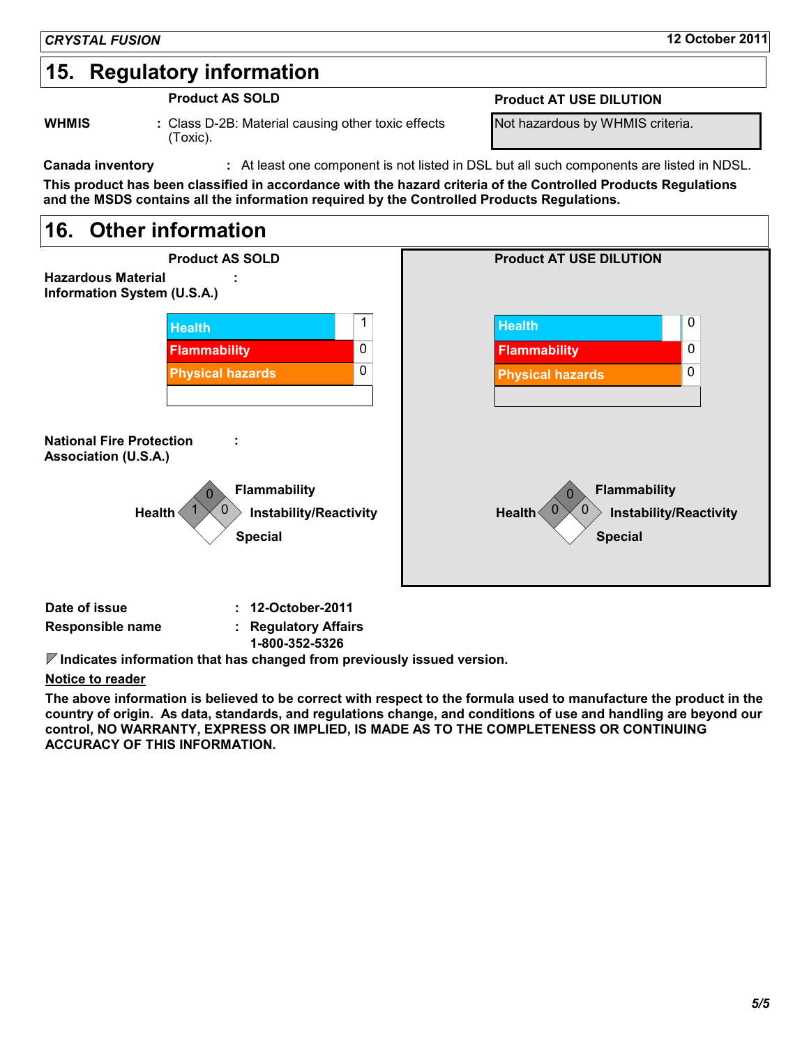## 15. Regulatory information

| | Product AS SOLD | Product AT USE DILUTION |
|---|---|---|
| **WHMIS** | : Class D-2B: Material causing other toxic effects (Toxic). | Not hazardous by WHMIS criteria. |

**Canada inventory** : At least one component is not listed in DSL but all such components are listed in NDSL.

**This product has been classified in accordance with the hazard criteria of the Controlled Products Regulations and the MSDS contains all the information required by the Controlled Products Regulations.**

## 16. Other information

**Hazardous Material Information System (U.S.A.)** :

| | Product AS SOLD | Product AT USE DILUTION |
|---|---|---|
| Health | 1 | 0 |
| Flammability | 0 | 0 |
| Physical hazards | 0 | 0 |

**National Fire Protection Association (U.S.A.)** :

| | Product AS SOLD | Product AT USE DILUTION |
|---|---|---|
| Health | 1 | 0 |
| Flammability | 0 | 0 |
| Instability/Reactivity | 0 | 0 |
| Special | | |

**Date of issue** : **12-October-2011**

**Responsible name** : **Regulatory Affairs**
**1-800-352-5326**

**Indicates information that has changed from previously issued version.**

**Notice to reader**

**The above information is believed to be correct with respect to the formula used to manufacture the product in the country of origin. As data, standards, and regulations change, and conditions of use and handling are beyond our control, NO WARRANTY, EXPRESS OR IMPLIED, IS MADE AS TO THE COMPLETENESS OR CONTINUING ACCURACY OF THIS INFORMATION.**